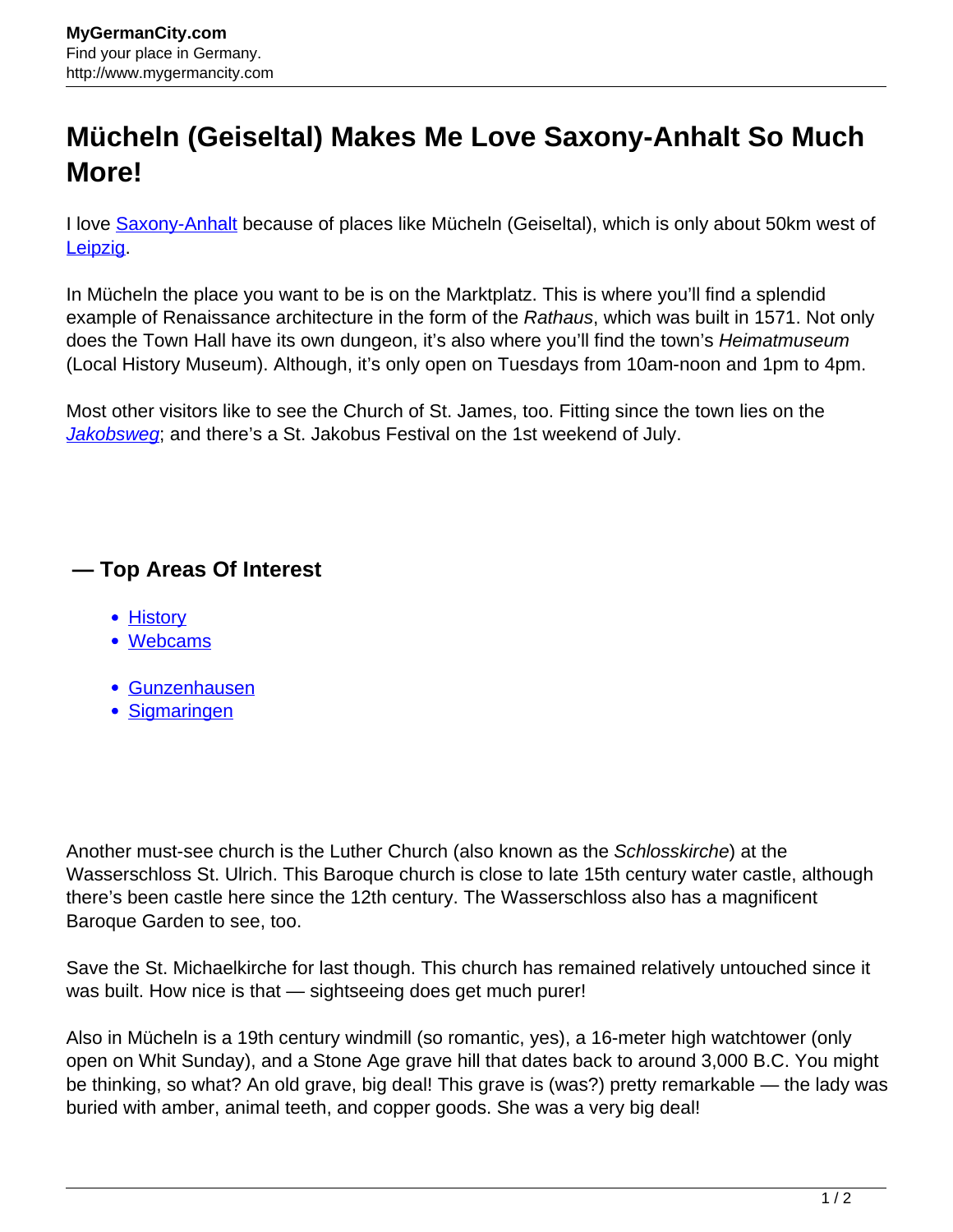# Mücheln (Geiseltal) Makes Me Love Saxony-Anhalt So Much More!

I love Saxony-Anhalt because of places like Mücheln (Geiseltal), which is only about 50km west of Leipzig.

In Mücheln the place you want to be is on the Marktplatz. This is where you'll find a splendid example of Renaissance architecture in the form of the *Rathaus*, which was built in 1571. Not only does the Town Hall have its own dungeon, it's also where you'll find the town's *Heimatmuseum* (Local History Museum). Although, it's only open on Tuesdays from 10am-noon and 1pm to 4pm.

Most other visitors like to see the Church of St. James, too. Fitting since the town lies on the *Jakobsweg*; and there's a St. Jakobus Festival on the 1st weekend of July.

## — Top Areas Of Interest

- History
- Webcams

- Gunzenhausen
- Sigmaringen

Another must-see church is the Luther Church (also known as the *Schlosskirche*) at the Wasserschloss St. Ulrich. This Baroque church is close to late 15th century water castle, although there's been castle here since the 12th century. The Wasserschloss also has a magnificent Baroque Garden to see, too.

Save the St. Michaelkirche for last though. This church has remained relatively untouched since it was built. How nice is that — sightseeing does get much purer!

Also in Mücheln is a 19th century windmill (so romantic, yes), a 16-meter high watchtower (only open on Whit Sunday), and a Stone Age grave hill that dates back to around 3,000 B.C. You might be thinking, so what? An old grave, big deal! This grave is (was?) pretty remarkable — the lady was buried with amber, animal teeth, and copper goods. She was a very big deal!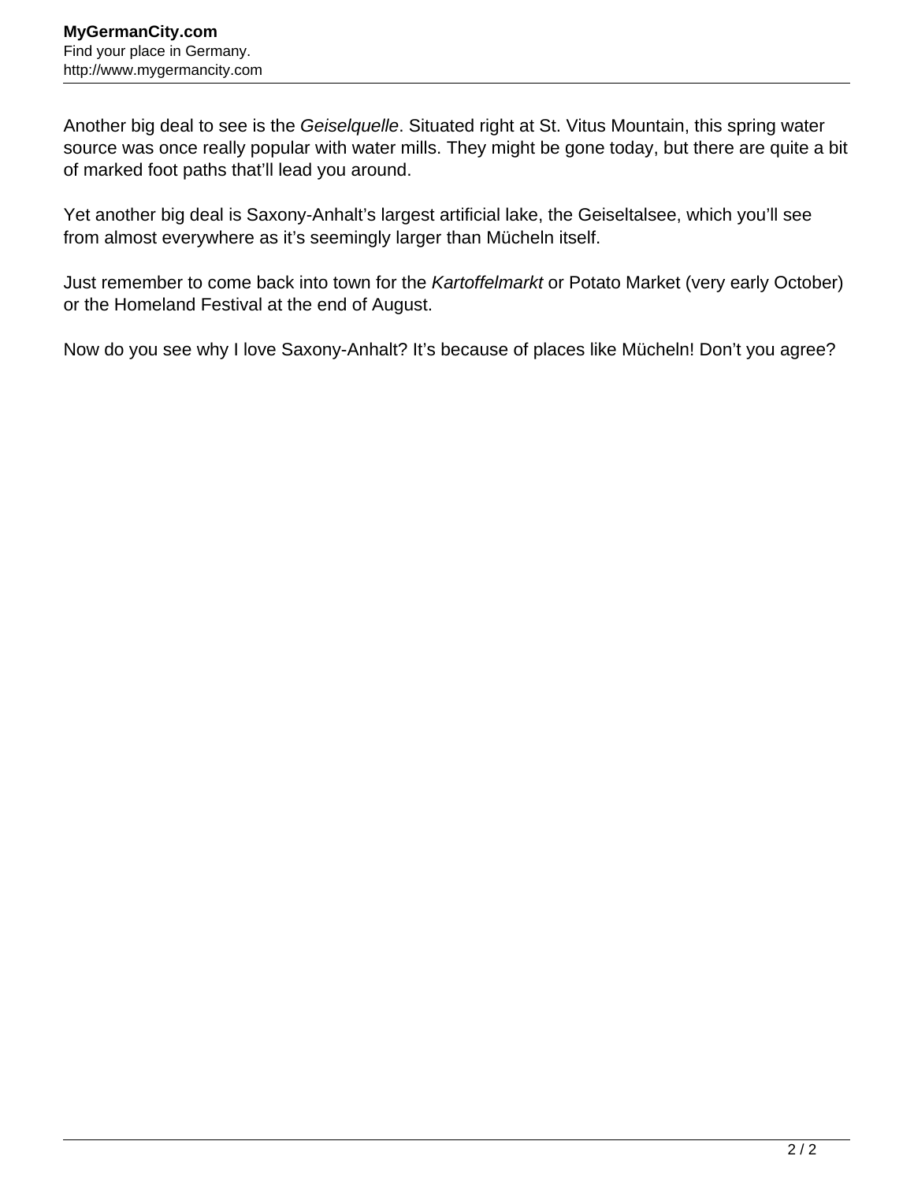Another big deal to see is the *Geiselquelle*. Situated right at St. Vitus Mountain, this spring water source was once really popular with water mills. They might be gone today, but there are quite a bit of marked foot paths that'll lead you around.

Yet another big deal is Saxony-Anhalt's largest artificial lake, the Geiseltalsee, which you'll see from almost everywhere as it's seemingly larger than Mücheln itself.

Just remember to come back into town for the *Kartoffelmarkt* or Potato Market (very early October) or the Homeland Festival at the end of August.

Now do you see why I love Saxony-Anhalt? It's because of places like Mücheln! Don't you agree?